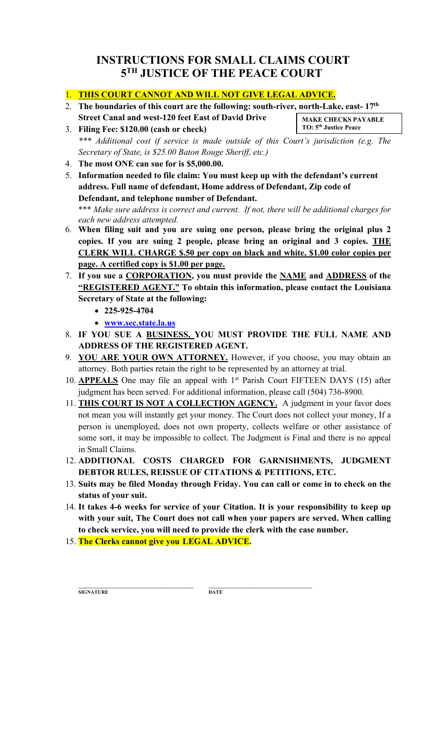# INSTRUCTIONS FOR SMALL CLAIMS COURT
# 5TH JUSTICE OF THE PEACE COURT

1. **THIS COURT CANNOT AND WILL NOT GIVE LEGAL ADVICE.**
2. **The boundaries of this court are the following: south-river, north-Lake, east- 17th Street Canal and west-120 feet East of David Drive**
3. **Filing Fee: $120.00 (cash or check)**

   **MAKE CHECKS PAYABLE TO: 5th Justice Peace**

   *\*\*\* Additional cost if service is made outside of this Court's jurisdiction (e.g. The Secretary of State, is $25.00 Baton Rouge Sheriff, etc.)*
4. **The most ONE can sue for is $5,000.00.**
5. **Information needed to file claim: You must keep up with the defendant's current address. Full name of defendant, Home address of Defendant, Zip code of Defendant, and telephone number of Defendant.**

   \*\*\* *Make sure address is correct and current. If not, there will be additional charges for each new address attempted.*
6. **When filing suit and you are suing one person, please bring the original plus 2 copies. If you are suing 2 people, please bring an original and 3 copies. <u>THE CLERK WILL CHARGE $.50 per copy on black and white, $1.00 color copies per page. A certified copy is $1.00 per page.</u>**
7. **If you sue a <u>CORPORATION</u>, you must provide the <u>NAME</u> and <u>ADDRESS</u> of the <u>"REGISTERED AGENT."</u> To obtain this information, please contact the Louisiana Secretary of State at the following:**
   - **225-925-4704**
   - **www.sec.state.la.us**
8. **IF YOU SUE A <u>BUSINESS,</u> YOU MUST PROVIDE THE FULL NAME AND ADDRESS OF THE REGISTERED AGENT.**
9. **<u>YOU ARE YOUR OWN ATTORNEY.</u>** However, if you choose, you may obtain an attorney. Both parties retain the right to be represented by an attorney at trial.
10. **<u>APPEALS</u>** One may file an appeal with 1st Parish Court FIFTEEN DAYS (15) after judgment has been served. For additional information, please call (504) 736-8900.
11. **<u>THIS COURT IS NOT A COLLECTION AGENCY.</u>** A judgment in your favor does not mean you will instantly get your money. The Court does not collect your money, If a person is unemployed, does not own property, collects welfare or other assistance of some sort, it may be impossible to collect. The Judgment is Final and there is no appeal in Small Claims.
12. **ADDITIONAL COSTS CHARGED FOR GARNISHMENTS, JUDGMENT DEBTOR RULES, REISSUE OF CITATIONS & PETITIONS, ETC.**
13. **Suits may be filed Monday through Friday. You can call or come in to check on the status of your suit.**
14. **It takes 4-6 weeks for service of your Citation. It is your responsibility to keep up with your suit, The Court does not call when your papers are served. When calling to check service, you will need to provide the clerk with the case number.**
15. **The Clerks cannot give you LEGAL ADVICE.**

\_\_\_\_\_\_\_\_\_\_\_\_\_\_\_\_\_\_\_\_\_\_\_\_\_\_\_\_ \_\_\_\_\_\_\_\_\_\_\_\_\_\_\_\_\_\_\_\_\_\_\_\_\_\_\_\_

**SIGNATURE** **DATE**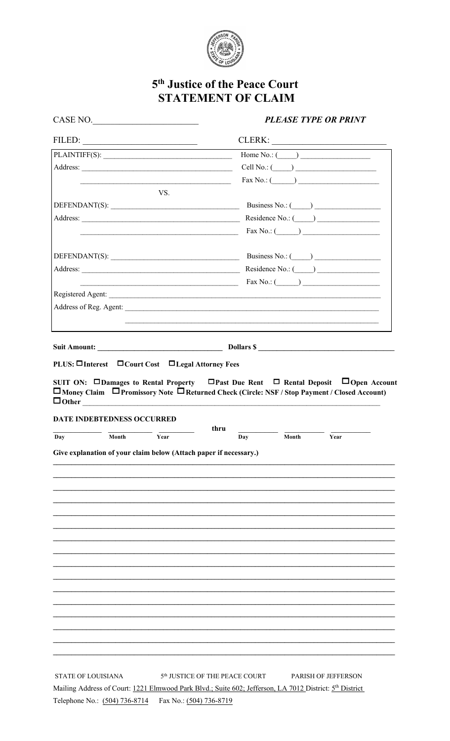# 5th Justice of the Peace Court
# STATEMENT OF CLAIM

CASE NO.________________________ ***PLEASE TYPE OR PRINT***

FILED: __________________________ CLERK: __________________________

PLAINTIFF(S): ________________________________ Home No.: (_____) _________________

Address: ________________________________ Cell No.: (_____) ____________________

________________________________ Fax No.: (______) ____________________

VS.

DEFENDANT(S): ________________________________ Business No.: (_____) _________________

Address: ________________________________ Residence No.: (_____) ________________

________________________________ Fax No.: (______) ____________________

DEFENDANT(S): ________________________________ Business No.: (_____) _________________

Address: ________________________________ Residence No.: (_____) ________________

________________________________ Fax No.: (______) ____________________

Registered Agent: ____________________________________________________________________

Address of Reg. Agent: ________________________________________________________________

________________________________________________________________

**Suit Amount: ________________________________ Dollars $ ________________________________**

**PLUS: ☐Interest ☐Court Cost ☐Legal Attorney Fees**

**SUIT ON: ☐Damages to Rental Property ☐Past Due Rent ☐ Rental Deposit ☐Open Account ☐Money Claim ☐Promissory Note ☐Returned Check (Circle: NSF / Stop Payment / Closed Account) ☐Other** ____________________________________________________________________

**DATE INDEBTEDNESS OCCURRED**

_________ _________ _________ **thru** _________ _________ _________

**Day Month Year Day Month Year**

**Give explanation of your claim below (Attach paper if necessary.)**

________________________________________________________________________________

________________________________________________________________________________

________________________________________________________________________________

________________________________________________________________________________

________________________________________________________________________________

________________________________________________________________________________

________________________________________________________________________________

________________________________________________________________________________

________________________________________________________________________________

________________________________________________________________________________

________________________________________________________________________________

________________________________________________________________________________

________________________________________________________________________________

________________________________________________________________________________

________________________________________________________________________________

________________________________________________________________________________

STATE OF LOUISIANA 5th JUSTICE OF THE PEACE COURT PARISH OF JEFFERSON

Mailing Address of Court: 1221 Elmwood Park Blvd.; Suite 602; Jefferson, LA 7012 District: 5th District

Telephone No.: (504) 736-8714 Fax No.: (504) 736-8719